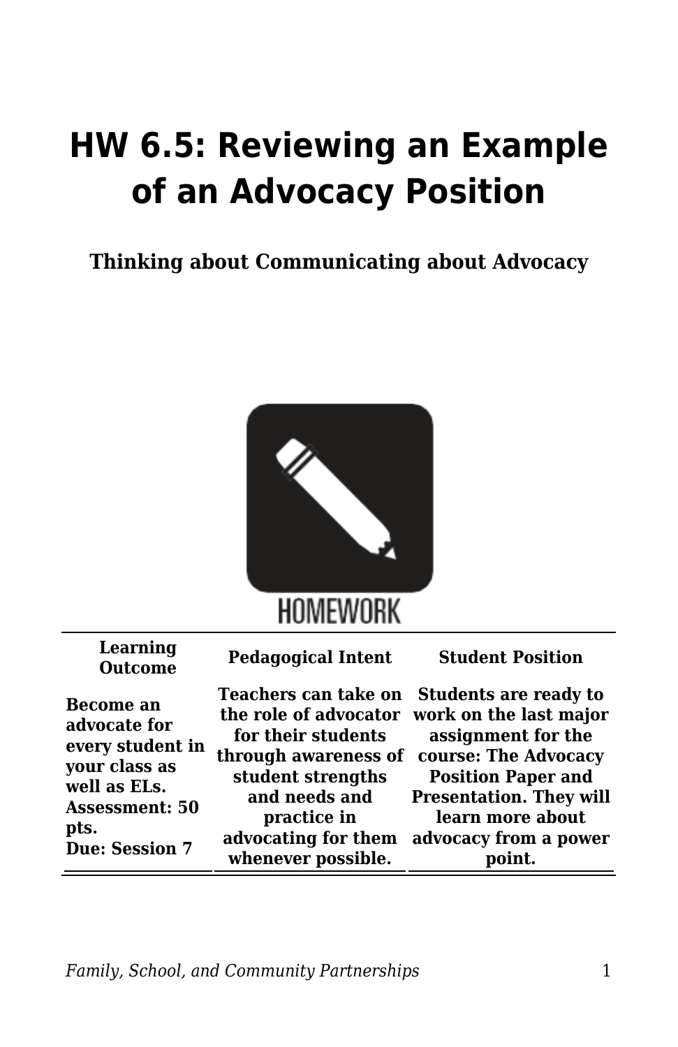# HW 6.5: Reviewing an Example of an Advocacy Position

**Thinking about Communicating about Advocacy**

HOMEWORK

| Learning Outcome | Pedagogical Intent | Student Position |
|---|---|---|
| **Become an advocate for every student in your class as well as ELs. Assessment: 50 pts. Due: Session 7** | **Teachers can take on the role of advocator for their students through awareness of student strengths and needs and practice in advocating for them whenever possible.** | **Students are ready to work on the last major assignment for the course: The Advocacy Position Paper and Presentation. They will learn more about advocacy from a power point.** |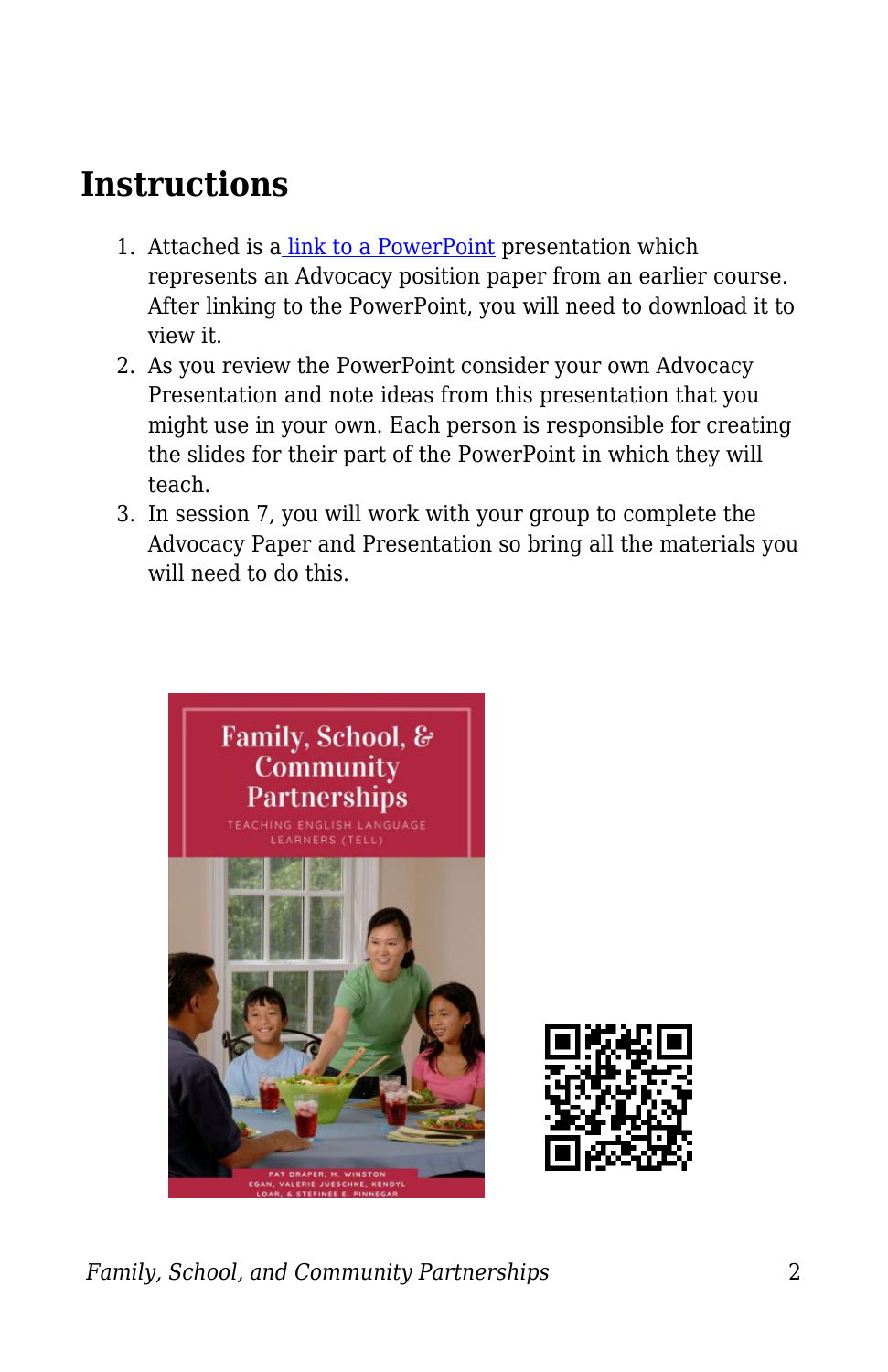## Instructions

1. Attached is a link to a PowerPoint presentation which represents an Advocacy position paper from an earlier course. After linking to the PowerPoint, you will need to download it to view it.
2. As you review the PowerPoint consider your own Advocacy Presentation and note ideas from this presentation that you might use in your own. Each person is responsible for creating the slides for their part of the PowerPoint in which they will teach.
3. In session 7, you will work with your group to complete the Advocacy Paper and Presentation so bring all the materials you will need to do this.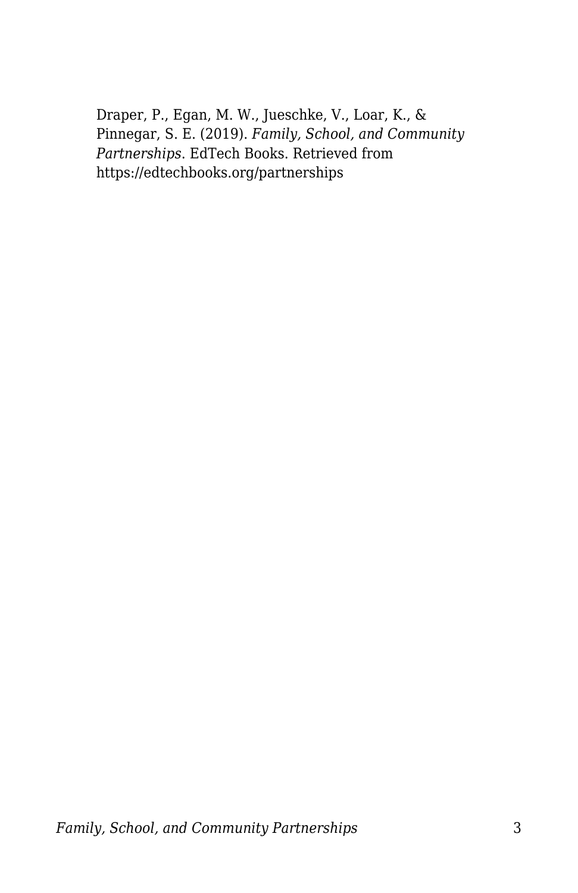Draper, P., Egan, M. W., Jueschke, V., Loar, K., & Pinnegar, S. E. (2019). *Family, School, and Community Partnerships*. EdTech Books. Retrieved from https://edtechbooks.org/partnerships